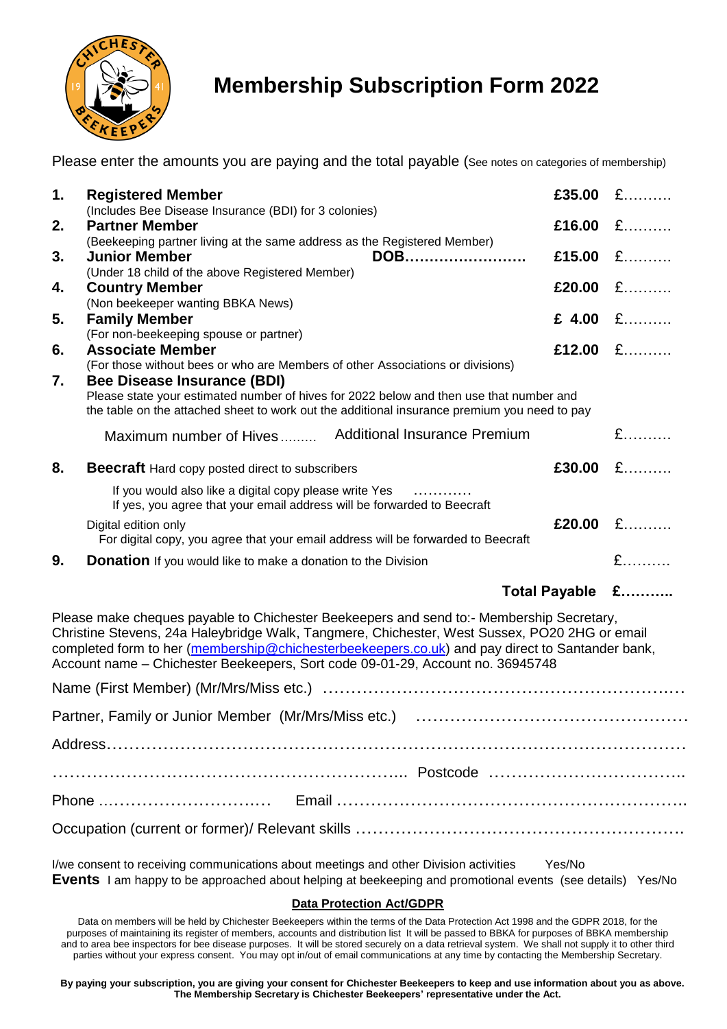# Membership Subscription Form 2022

Please enter the amounts you are paying and the total payable (See notes on categories of membership)

| | | | |
|---|---|---|---|
| 1. | **Registered Member** (Includes Bee Disease Insurance (BDI) for 3 colonies) | **£35.00** | £………. |
| 2. | **Partner Member** (Beekeeping partner living at the same address as the Registered Member) | **£16.00** | £………. |
| 3. | **Junior Member** **DOB……………………** (Under 18 child of the above Registered Member) | **£15.00** | £………. |
| 4. | **Country Member** (Non beekeeper wanting BBKA News) | **£20.00** | £………. |
| 5. | **Family Member** (For non-beekeeping spouse or partner) | **£ 4.00** | £………. |
| 6. | **Associate Member** (For those without bees or who are Members of other Associations or divisions) | **£12.00** | £………. |
| 7. | **Bee Disease Insurance (BDI)** Please state your estimated number of hives for 2022 below and then use that number and the table on the attached sheet to work out the additional insurance premium you need to pay | | |
| | Maximum number of Hives……… Additional Insurance Premium | | £………. |
| 8. | **Beecraft** Hard copy posted direct to subscribers | **£30.00** | £………. |
| | If you would also like a digital copy please write Yes ………… If yes, you agree that your email address will be forwarded to Beecraft | | |
| | Digital edition only For digital copy, you agree that your email address will be forwarded to Beecraft | **£20.00** | £………. |
| 9. | **Donation** If you would like to make a donation to the Division | | £………. |
| | | **Total Payable** | **£………..** |

Please make cheques payable to Chichester Beekeepers and send to:- Membership Secretary, Christine Stevens, 24a Haleybridge Walk, Tangmere, Chichester, West Sussex, PO20 2HG or email completed form to her (membership@chichesterbeekeepers.co.uk) and pay direct to Santander bank, Account name – Chichester Beekeepers, Sort code 09-01-29, Account no. 36945748

Name (First Member) (Mr/Mrs/Miss etc.) ……………………………………………………….…

Partner, Family or Junior Member (Mr/Mrs/Miss etc.) …………………………………………

Address……………………………………………………………………………………………

……………………………………………………….. Postcode ……………………………..

Phone …………………………. Email ……………………………………………………..

Occupation (current or former)/ Relevant skills …………………………………………………

I/we consent to receiving communications about meetings and other Division activities Yes/No

**Events** I am happy to be approached about helping at beekeeping and promotional events (see details) Yes/No

**Data Protection Act/GDPR**

Data on members will be held by Chichester Beekeepers within the terms of the Data Protection Act 1998 and the GDPR 2018, for the purposes of maintaining its register of members, accounts and distribution list It will be passed to BBKA for purposes of BBKA membership and to area bee inspectors for bee disease purposes. It will be stored securely on a data retrieval system. We shall not supply it to other third parties without your express consent. You may opt in/out of email communications at any time by contacting the Membership Secretary.

**By paying your subscription, you are giving your consent for Chichester Beekeepers to keep and use information about you as above. The Membership Secretary is Chichester Beekeepers' representative under the Act.**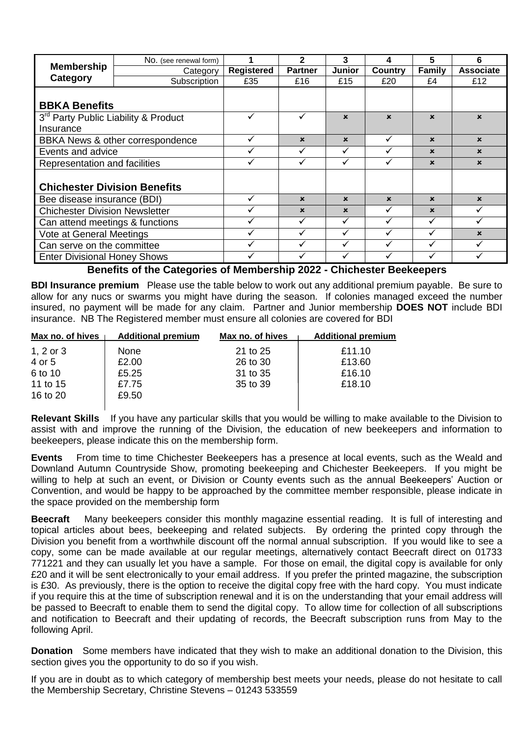| Membership Category | | 1 | 2 | 3 | 4 | 5 | 6 |
|---|---|---|---|---|---|---|---|
| | No. (see renewal form) | 1 | 2 | 3 | 4 | 5 | 6 |
| | Category | **Registered** | **Partner** | **Junior** | **Country** | **Family** | **Associate** |
| | Subscription | £35 | £16 | £15 | £20 | £4 | £12 |
| **BBKA Benefits** | | | | | | | |
| 3rd Party Public Liability & Product Insurance | | ✓ | ✓ | ✗ | ✗ | ✗ | ✗ |
| BBKA News & other correspondence | | ✓ | ✗ | ✗ | ✓ | ✗ | ✗ |
| Events and advice | | ✓ | ✓ | ✓ | ✓ | ✗ | ✗ |
| Representation and facilities | | ✓ | ✓ | ✓ | ✓ | ✗ | ✗ |
| **Chichester Division Benefits** | | | | | | | |
| Bee disease insurance (BDI) | | ✓ | ✗ | ✗ | ✗ | ✗ | ✗ |
| Chichester Division Newsletter | | ✓ | ✗ | ✗ | ✓ | ✗ | ✓ |
| Can attend meetings & functions | | ✓ | ✓ | ✓ | ✓ | ✓ | ✓ |
| Vote at General Meetings | | ✓ | ✓ | ✓ | ✓ | ✓ | ✗ |
| Can serve on the committee | | ✓ | ✓ | ✓ | ✓ | ✓ | ✓ |
| Enter Divisional Honey Shows | | ✓ | ✓ | ✓ | ✓ | ✓ | ✓ |

**Benefits of the Categories of Membership 2022 - Chichester Beekeepers**

**BDI Insurance premium** Please use the table below to work out any additional premium payable. Be sure to allow for any nucs or swarms you might have during the season. If colonies managed exceed the number insured, no payment will be made for any claim. Partner and Junior membership **DOES NOT** include BDI insurance. NB The Registered member must ensure all colonies are covered for BDI

| Max no. of hives | Additional premium | Max no. of hives | Additional premium |
|---|---|---|---|
| 1, 2 or 3 | None | 21 to 25 | £11.10 |
| 4 or 5 | £2.00 | 26 to 30 | £13.60 |
| 6 to 10 | £5.25 | 31 to 35 | £16.10 |
| 11 to 15 | £7.75 | 35 to 39 | £18.10 |
| 16 to 20 | £9.50 | | |

**Relevant Skills** If you have any particular skills that you would be willing to make available to the Division to assist with and improve the running of the Division, the education of new beekeepers and information to beekeepers, please indicate this on the membership form.

**Events** From time to time Chichester Beekeepers has a presence at local events, such as the Weald and Downland Autumn Countryside Show, promoting beekeeping and Chichester Beekeepers. If you might be willing to help at such an event, or Division or County events such as the annual Beekeepers' Auction or Convention, and would be happy to be approached by the committee member responsible, please indicate in the space provided on the membership form

**Beecraft** Many beekeepers consider this monthly magazine essential reading. It is full of interesting and topical articles about bees, beekeeping and related subjects. By ordering the printed copy through the Division you benefit from a worthwhile discount off the normal annual subscription. If you would like to see a copy, some can be made available at our regular meetings, alternatively contact Beecraft direct on 01733 771221 and they can usually let you have a sample. For those on email, the digital copy is available for only £20 and it will be sent electronically to your email address. If you prefer the printed magazine, the subscription is £30. As previously, there is the option to receive the digital copy free with the hard copy. You must indicate if you require this at the time of subscription renewal and it is on the understanding that your email address will be passed to Beecraft to enable them to send the digital copy. To allow time for collection of all subscriptions and notification to Beecraft and their updating of records, the Beecraft subscription runs from May to the following April.

**Donation** Some members have indicated that they wish to make an additional donation to the Division, this section gives you the opportunity to do so if you wish.

If you are in doubt as to which category of membership best meets your needs, please do not hesitate to call the Membership Secretary, Christine Stevens – 01243 533559